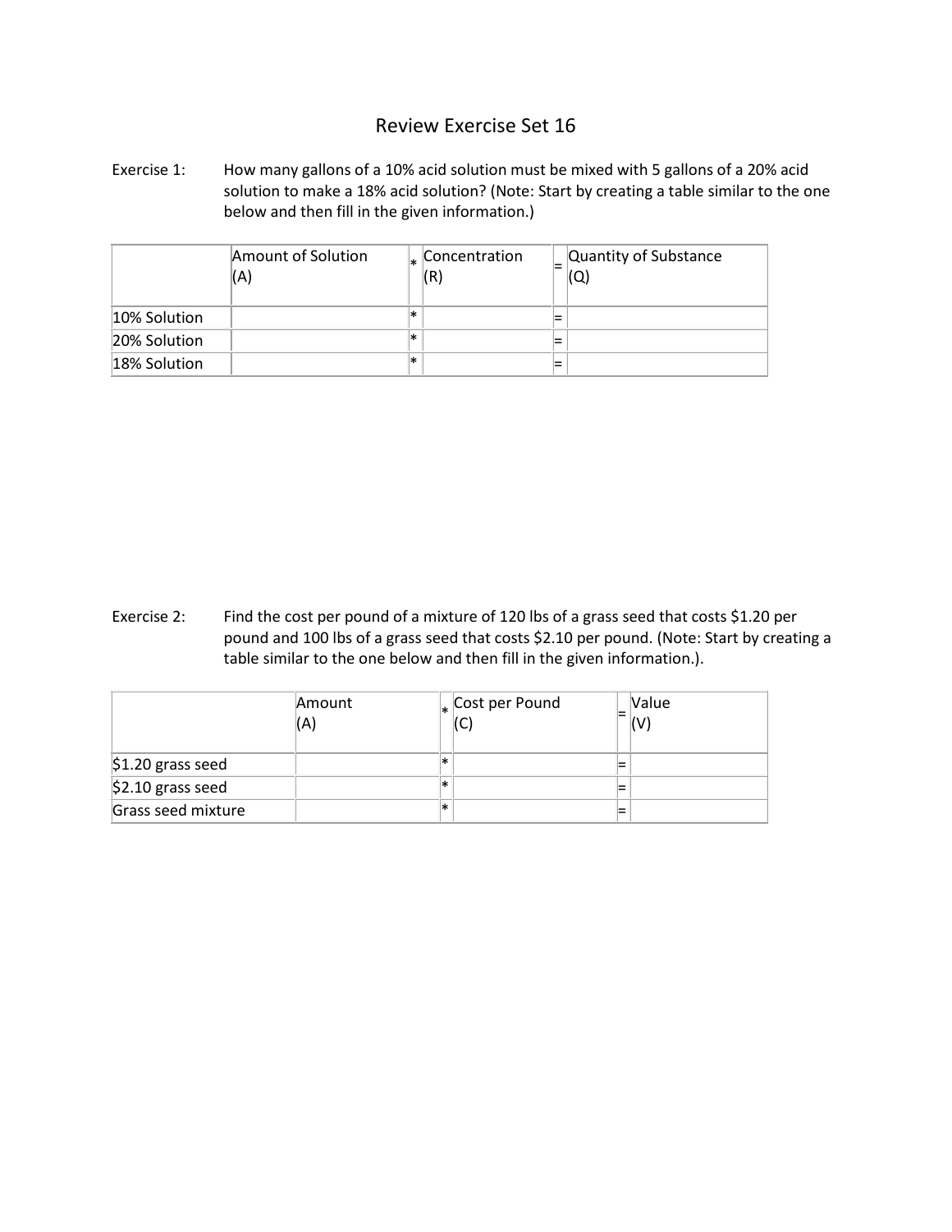# Review Exercise Set 16

Exercise 1: How many gallons of a 10% acid solution must be mixed with 5 gallons of a 20% acid solution to make a 18% acid solution? (Note: Start by creating a table similar to the one below and then fill in the given information.)

| | Amount of Solution (A) | * | Concentration (R) | = | Quantity of Substance (Q) |
|---|---|---|---|---|---|
| 10% Solution | | * | | = | |
| 20% Solution | | * | | = | |
| 18% Solution | | * | | = | |

Exercise 2: Find the cost per pound of a mixture of 120 lbs of a grass seed that costs $1.20 per pound and 100 lbs of a grass seed that costs $2.10 per pound. (Note: Start by creating a table similar to the one below and then fill in the given information.).

| | Amount (A) | * | Cost per Pound (C) | = | Value (V) |
|---|---|---|---|---|---|
| $1.20 grass seed | | * | | = | |
| $2.10 grass seed | | * | | = | |
| Grass seed mixture | | * | | = | |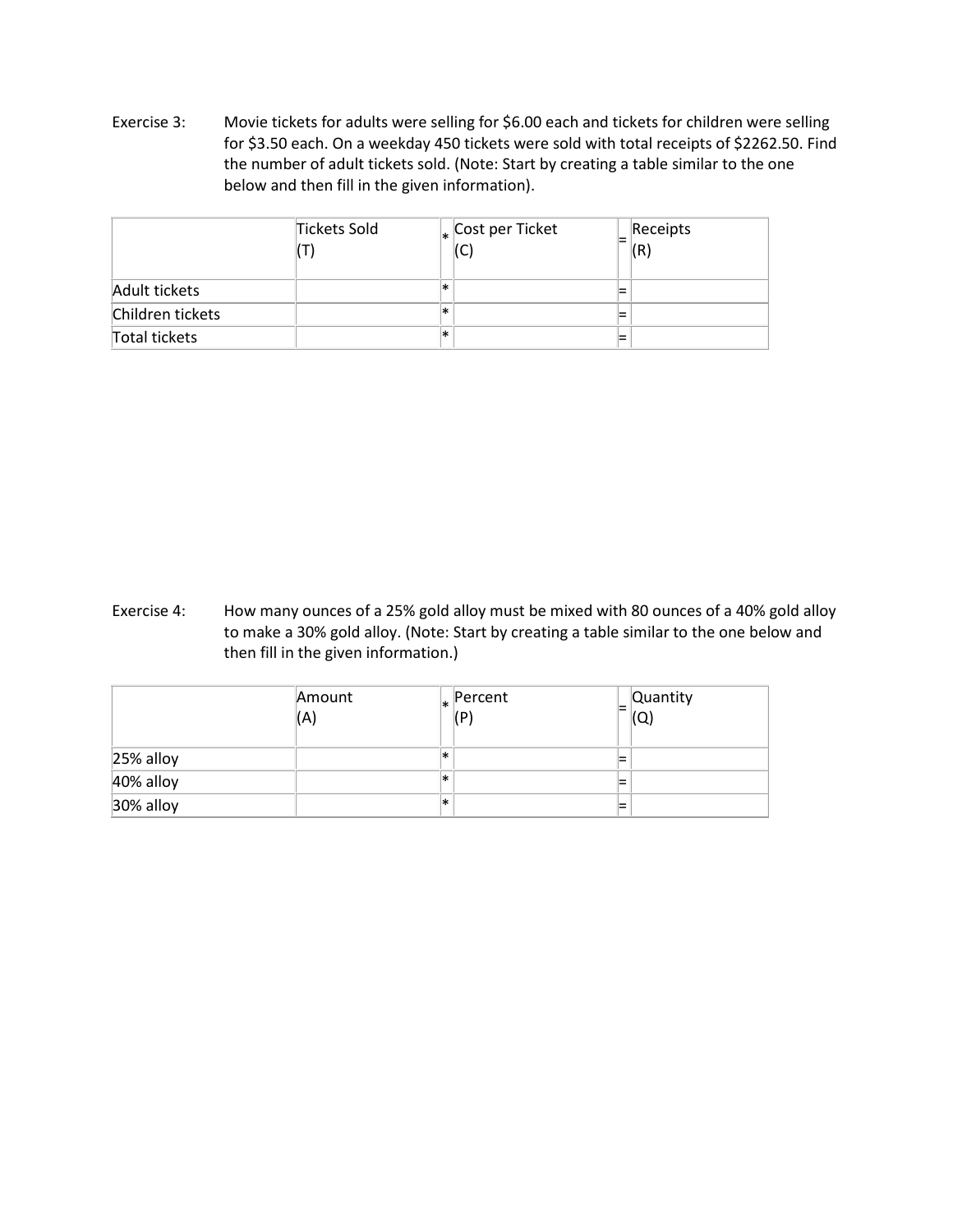Exercise 3: Movie tickets for adults were selling for $6.00 each and tickets for children were selling for $3.50 each. On a weekday 450 tickets were sold with total receipts of $2262.50. Find the number of adult tickets sold. (Note: Start by creating a table similar to the one below and then fill in the given information).

| | Tickets Sold (T) | * | Cost per Ticket (C) | = | Receipts (R) |
|---|---|---|---|---|---|
| Adult tickets | | * | | = | |
| Children tickets | | * | | = | |
| Total tickets | | * | | = | |

Exercise 4: How many ounces of a 25% gold alloy must be mixed with 80 ounces of a 40% gold alloy to make a 30% gold alloy. (Note: Start by creating a table similar to the one below and then fill in the given information.)

| | Amount (A) | * | Percent (P) | = | Quantity (Q) |
|---|---|---|---|---|---|
| 25% alloy | | * | | = | |
| 40% alloy | | * | | = | |
| 30% alloy | | * | | = | |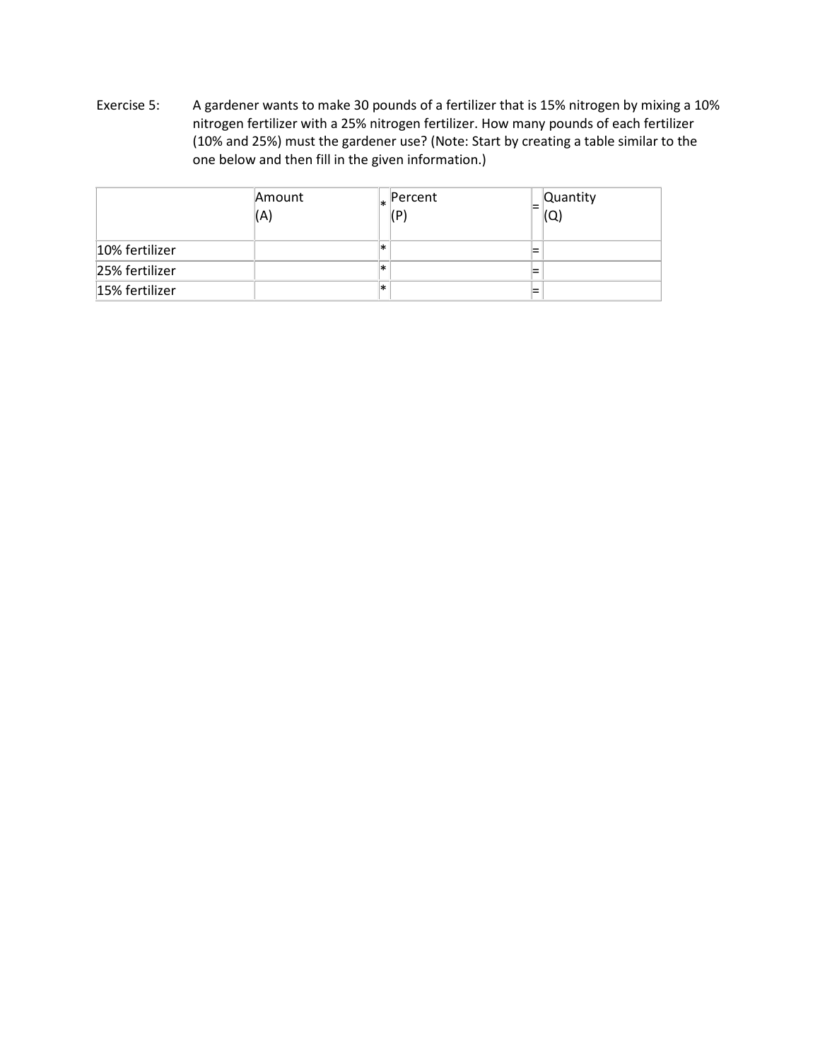Exercise 5: A gardener wants to make 30 pounds of a fertilizer that is 15% nitrogen by mixing a 10% nitrogen fertilizer with a 25% nitrogen fertilizer. How many pounds of each fertilizer (10% and 25%) must the gardener use? (Note: Start by creating a table similar to the one below and then fill in the given information.)

| | Amount (A) | * | Percent (P) | = | Quantity (Q) |
|---|---|---|---|---|---|
| 10% fertilizer | | * | | = | |
| 25% fertilizer | | * | | = | |
| 15% fertilizer | | * | | = | |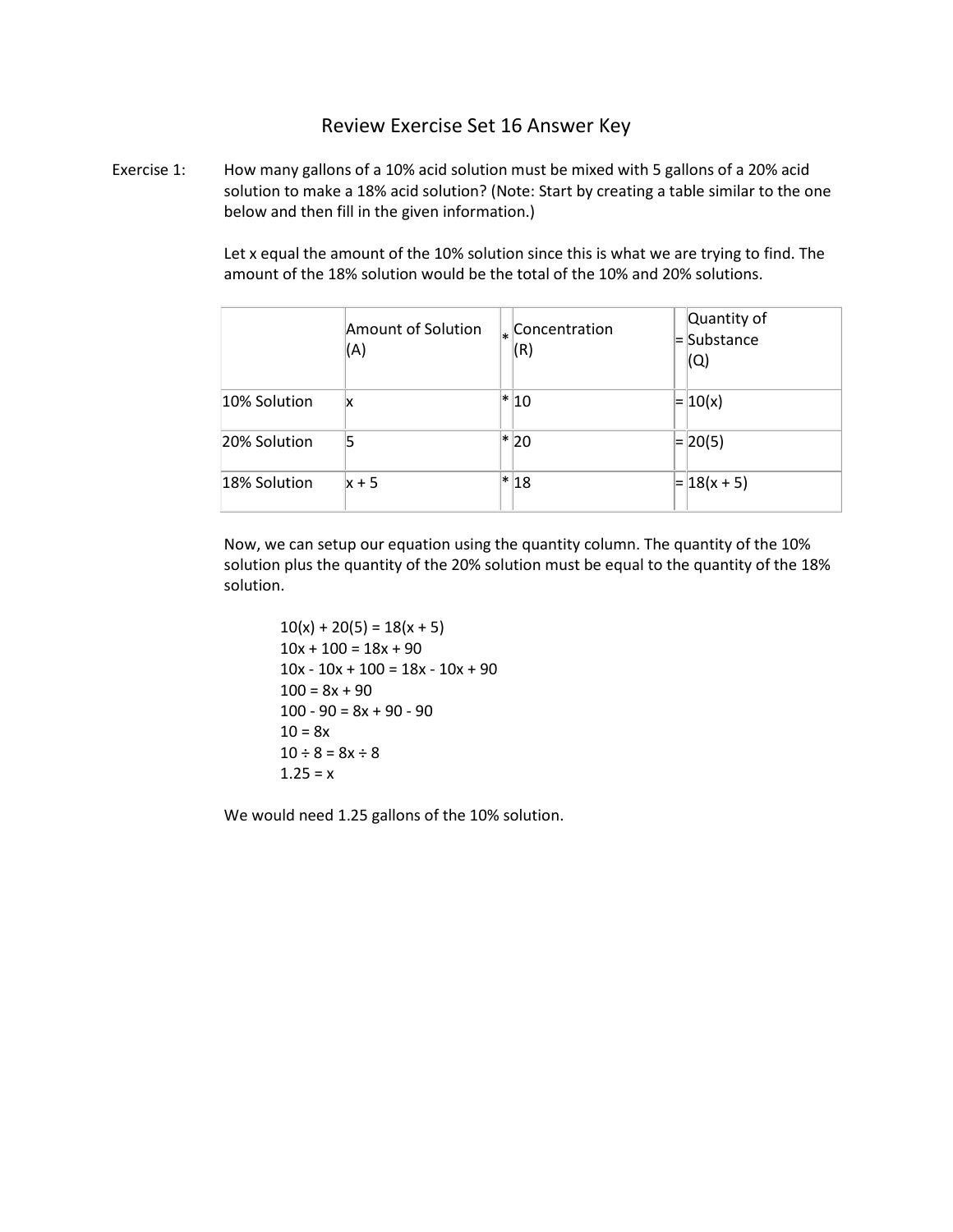# Review Exercise Set 16 Answer Key

Exercise 1: How many gallons of a 10% acid solution must be mixed with 5 gallons of a 20% acid solution to make a 18% acid solution? (Note: Start by creating a table similar to the one below and then fill in the given information.)

Let x equal the amount of the 10% solution since this is what we are trying to find. The amount of the 18% solution would be the total of the 10% and 20% solutions.

| | Amount of Solution (A) | * | Concentration (R) | = | Quantity of Substance (Q) |
|---|---|---|---|---|---|
| 10% Solution | x | * | 10 | = | 10(x) |
| 20% Solution | 5 | * | 20 | = | 20(5) |
| 18% Solution | x + 5 | * | 18 | = | 18(x + 5) |

Now, we can setup our equation using the quantity column. The quantity of the 10% solution plus the quantity of the 20% solution must be equal to the quantity of the 18% solution.

$$10(x) + 20(5) = 18(x + 5)$$
$$10x + 100 = 18x + 90$$
$$10x - 10x + 100 = 18x - 10x + 90$$
$$100 = 8x + 90$$
$$100 - 90 = 8x + 90 - 90$$
$$10 = 8x$$
$$10 \div 8 = 8x \div 8$$
$$1.25 = x$$

We would need 1.25 gallons of the 10% solution.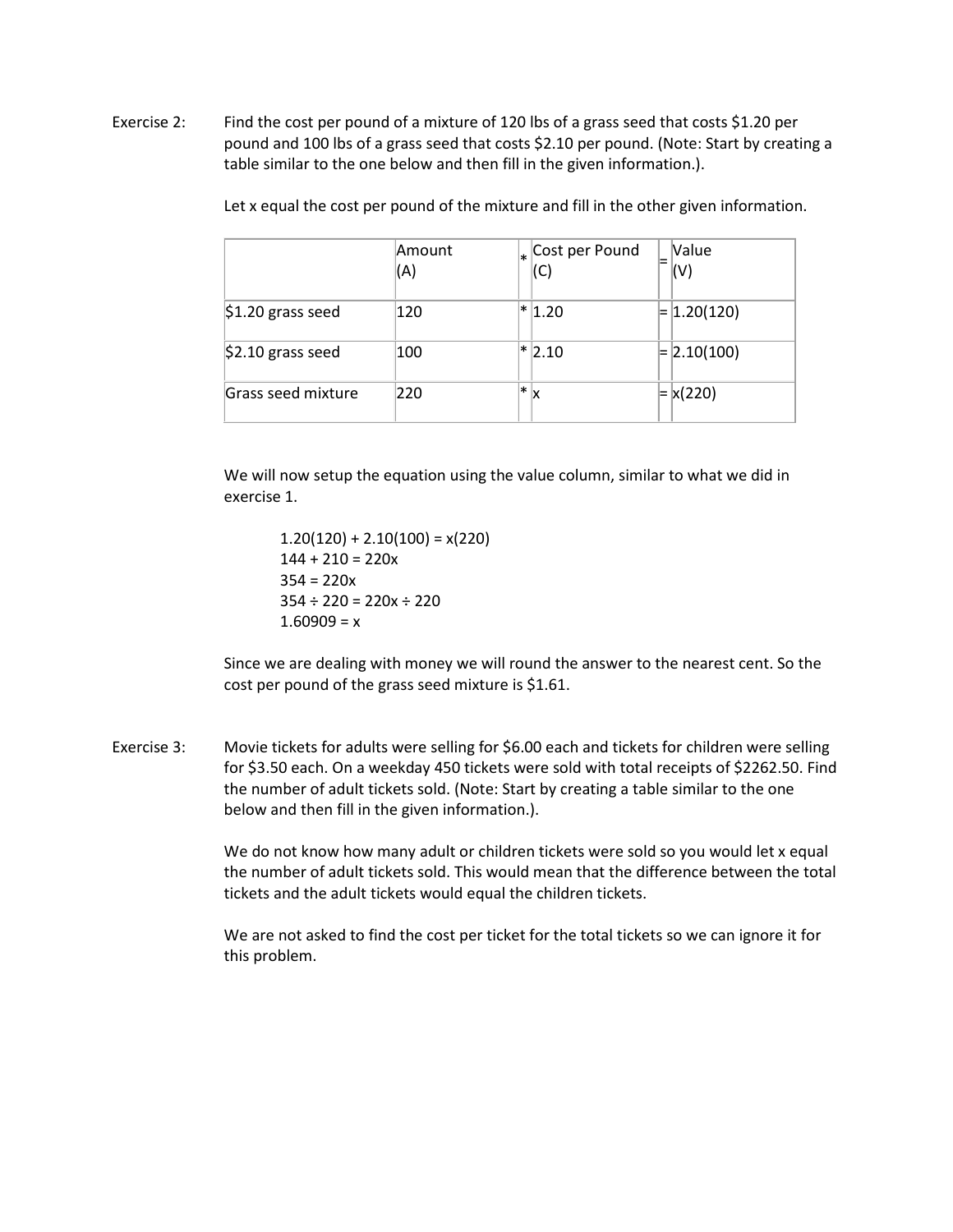Exercise 2: Find the cost per pound of a mixture of 120 lbs of a grass seed that costs \$1.20 per pound and 100 lbs of a grass seed that costs \$2.10 per pound. (Note: Start by creating a table similar to the one below and then fill in the given information.).

Let x equal the cost per pound of the mixture and fill in the other given information.

| | Amount (A) | * | Cost per Pound (C) | = | Value (V) |
|---|---|---|---|---|---|
| \$1.20 grass seed | 120 | * | 1.20 | = | 1.20(120) |
| \$2.10 grass seed | 100 | * | 2.10 | = | 2.10(100) |
| Grass seed mixture | 220 | * | x | = | x(220) |

We will now setup the equation using the value column, similar to what we did in exercise 1.

$$1.20(120) + 2.10(100) = x(220)$$
$$144 + 210 = 220x$$
$$354 = 220x$$
$$354 \div 220 = 220x \div 220$$
$$1.60909 = x$$

Since we are dealing with money we will round the answer to the nearest cent. So the cost per pound of the grass seed mixture is \$1.61.

Exercise 3: Movie tickets for adults were selling for \$6.00 each and tickets for children were selling for \$3.50 each. On a weekday 450 tickets were sold with total receipts of \$2262.50. Find the number of adult tickets sold. (Note: Start by creating a table similar to the one below and then fill in the given information.).

We do not know how many adult or children tickets were sold so you would let x equal the number of adult tickets sold. This would mean that the difference between the total tickets and the adult tickets would equal the children tickets.

We are not asked to find the cost per ticket for the total tickets so we can ignore it for this problem.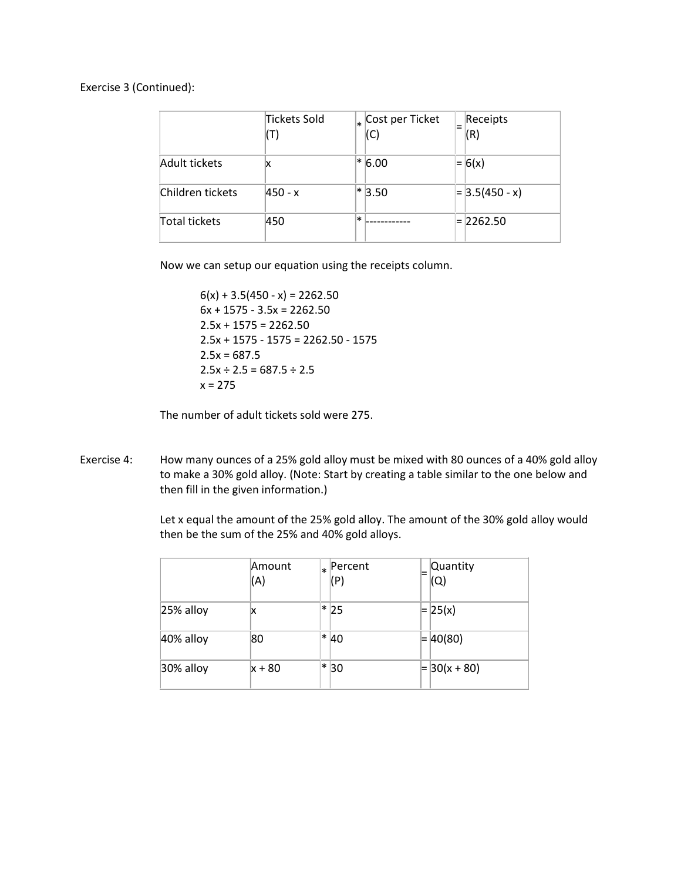Exercise 3 (Continued):

| | Tickets Sold (T) | * | Cost per Ticket (C) | = | Receipts (R) |
|---|---|---|---|---|---|
| Adult tickets | x | * | 6.00 | = | 6(x) |
| Children tickets | 450 - x | * | 3.50 | = | 3.5(450 - x) |
| Total tickets | 450 | * | ------------ | = | 2262.50 |

Now we can setup our equation using the receipts column.

$$6(x) + 3.5(450 - x) = 2262.50$$
$$6x + 1575 - 3.5x = 2262.50$$
$$2.5x + 1575 = 2262.50$$
$$2.5x + 1575 - 1575 = 2262.50 - 1575$$
$$2.5x = 687.5$$
$$2.5x \div 2.5 = 687.5 \div 2.5$$
$$x = 275$$

The number of adult tickets sold were 275.

Exercise 4: How many ounces of a 25% gold alloy must be mixed with 80 ounces of a 40% gold alloy to make a 30% gold alloy. (Note: Start by creating a table similar to the one below and then fill in the given information.)

Let x equal the amount of the 25% gold alloy. The amount of the 30% gold alloy would then be the sum of the 25% and 40% gold alloys.

| | Amount (A) | * | Percent (P) | = | Quantity (Q) |
|---|---|---|---|---|---|
| 25% alloy | x | * | 25 | = | 25(x) |
| 40% alloy | 80 | * | 40 | = | 40(80) |
| 30% alloy | x + 80 | * | 30 | = | 30(x + 80) |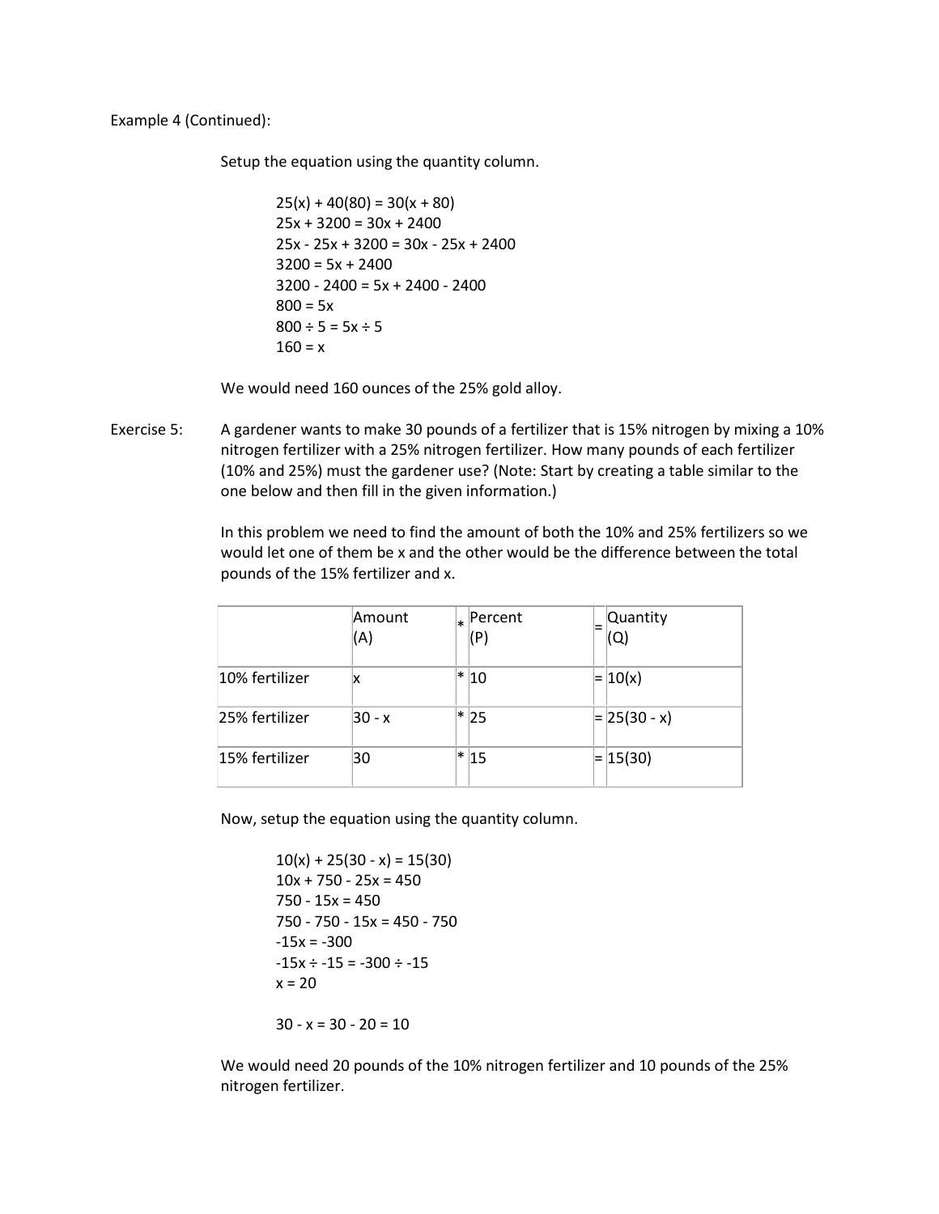Example 4 (Continued):

Setup the equation using the quantity column.

$$25(x) + 40(80) = 30(x + 80)$$
$$25x + 3200 = 30x + 2400$$
$$25x - 25x + 3200 = 30x - 25x + 2400$$
$$3200 = 5x + 2400$$
$$3200 - 2400 = 5x + 2400 - 2400$$
$$800 = 5x$$
$$800 \div 5 = 5x \div 5$$
$$160 = x$$

We would need 160 ounces of the 25% gold alloy.

Exercise 5: A gardener wants to make 30 pounds of a fertilizer that is 15% nitrogen by mixing a 10% nitrogen fertilizer with a 25% nitrogen fertilizer. How many pounds of each fertilizer (10% and 25%) must the gardener use? (Note: Start by creating a table similar to the one below and then fill in the given information.)

In this problem we need to find the amount of both the 10% and 25% fertilizers so we would let one of them be x and the other would be the difference between the total pounds of the 15% fertilizer and x.

| | Amount (A) | * | Percent (P) | = | Quantity (Q) |
|---|---|---|---|---|---|
| 10% fertilizer | x | * | 10 | = | 10(x) |
| 25% fertilizer | 30 - x | * | 25 | = | 25(30 - x) |
| 15% fertilizer | 30 | * | 15 | = | 15(30) |

Now, setup the equation using the quantity column.

$$10(x) + 25(30 - x) = 15(30)$$
$$10x + 750 - 25x = 450$$
$$750 - 15x = 450$$
$$750 - 750 - 15x = 450 - 750$$
$$-15x = -300$$
$$-15x \div -15 = -300 \div -15$$
$$x = 20$$

$$30 - x = 30 - 20 = 10$$

We would need 20 pounds of the 10% nitrogen fertilizer and 10 pounds of the 25% nitrogen fertilizer.